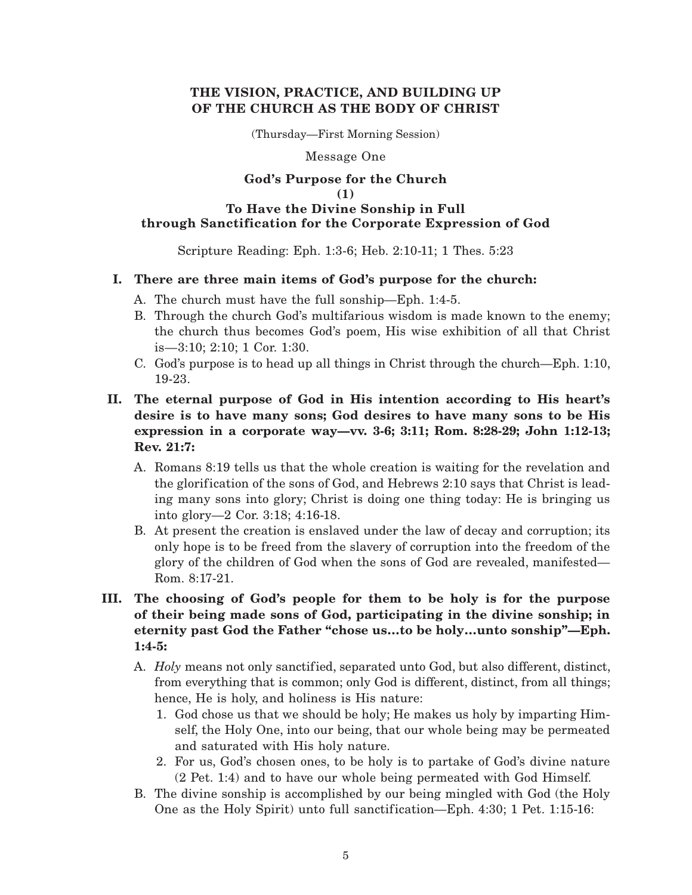# THE VISION, PRACTICE, AND BUILDING UP OF THE CHURCH AS THE BODY OF CHRIST

(Thursday—First Morning Session)

Message One

## God's Purpose for the Church
## (1)
## To Have the Divine Sonship in Full through Sanctification for the Corporate Expression of God

Scripture Reading: Eph. 1:3-6; Heb. 2:10-11; 1 Thes. 5:23

**I. There are three main items of God's purpose for the church:**

A. The church must have the full sonship—Eph. 1:4-5.

B. Through the church God's multifarious wisdom is made known to the enemy; the church thus becomes God's poem, His wise exhibition of all that Christ is—3:10; 2:10; 1 Cor. 1:30.

C. God's purpose is to head up all things in Christ through the church—Eph. 1:10, 19-23.

**II. The eternal purpose of God in His intention according to His heart's desire is to have many sons; God desires to have many sons to be His expression in a corporate way—vv. 3-6; 3:11; Rom. 8:28-29; John 1:12-13; Rev. 21:7:**

A. Romans 8:19 tells us that the whole creation is waiting for the revelation and the glorification of the sons of God, and Hebrews 2:10 says that Christ is leading many sons into glory; Christ is doing one thing today: He is bringing us into glory—2 Cor. 3:18; 4:16-18.

B. At present the creation is enslaved under the law of decay and corruption; its only hope is to be freed from the slavery of corruption into the freedom of the glory of the children of God when the sons of God are revealed, manifested—Rom. 8:17-21.

**III. The choosing of God's people for them to be holy is for the purpose of their being made sons of God, participating in the divine sonship; in eternity past God the Father "chose us...to be holy...unto sonship"—Eph. 1:4-5:**

A. *Holy* means not only sanctified, separated unto God, but also different, distinct, from everything that is common; only God is different, distinct, from all things; hence, He is holy, and holiness is His nature:

1. God chose us that we should be holy; He makes us holy by imparting Himself, the Holy One, into our being, that our whole being may be permeated and saturated with His holy nature.
2. For us, God's chosen ones, to be holy is to partake of God's divine nature (2 Pet. 1:4) and to have our whole being permeated with God Himself.

B. The divine sonship is accomplished by our being mingled with God (the Holy One as the Holy Spirit) unto full sanctification—Eph. 4:30; 1 Pet. 1:15-16: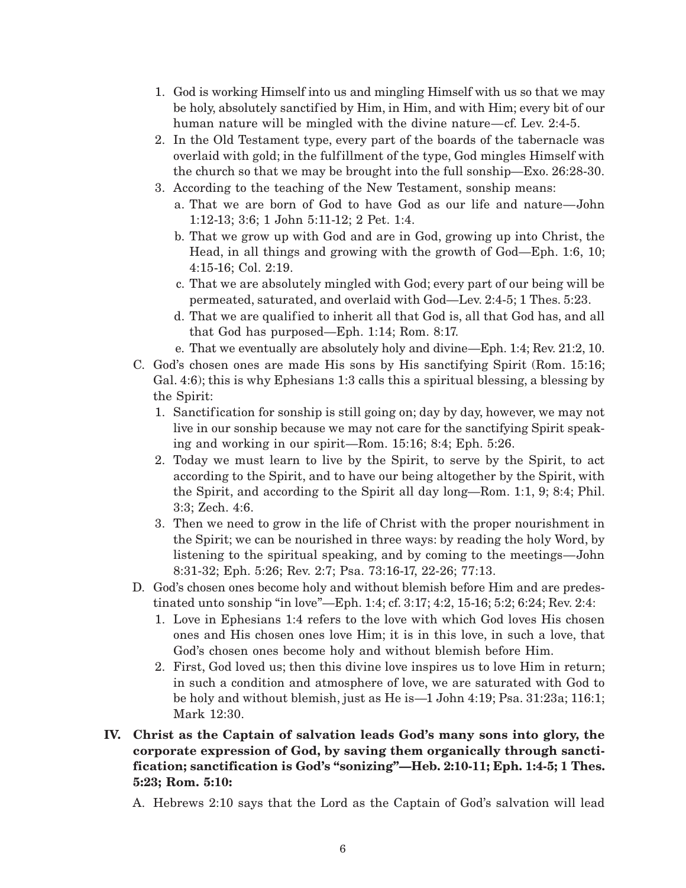1. God is working Himself into us and mingling Himself with us so that we may be holy, absolutely sanctified by Him, in Him, and with Him; every bit of our human nature will be mingled with the divine nature—cf. Lev. 2:4-5.
2. In the Old Testament type, every part of the boards of the tabernacle was overlaid with gold; in the fulfillment of the type, God mingles Himself with the church so that we may be brought into the full sonship—Exo. 26:28-30.
3. According to the teaching of the New Testament, sonship means:
   a. That we are born of God to have God as our life and nature—John 1:12-13; 3:6; 1 John 5:11-12; 2 Pet. 1:4.
   b. That we grow up with God and are in God, growing up into Christ, the Head, in all things and growing with the growth of God—Eph. 1:6, 10; 4:15-16; Col. 2:19.
   c. That we are absolutely mingled with God; every part of our being will be permeated, saturated, and overlaid with God—Lev. 2:4-5; 1 Thes. 5:23.
   d. That we are qualified to inherit all that God is, all that God has, and all that God has purposed—Eph. 1:14; Rom. 8:17.
   e. That we eventually are absolutely holy and divine—Eph. 1:4; Rev. 21:2, 10.

C. God's chosen ones are made His sons by His sanctifying Spirit (Rom. 15:16; Gal. 4:6); this is why Ephesians 1:3 calls this a spiritual blessing, a blessing by the Spirit:
   1. Sanctification for sonship is still going on; day by day, however, we may not live in our sonship because we may not care for the sanctifying Spirit speaking and working in our spirit—Rom. 15:16; 8:4; Eph. 5:26.
   2. Today we must learn to live by the Spirit, to serve by the Spirit, to act according to the Spirit, and to have our being altogether by the Spirit, with the Spirit, and according to the Spirit all day long—Rom. 1:1, 9; 8:4; Phil. 3:3; Zech. 4:6.
   3. Then we need to grow in the life of Christ with the proper nourishment in the Spirit; we can be nourished in three ways: by reading the holy Word, by listening to the spiritual speaking, and by coming to the meetings—John 8:31-32; Eph. 5:26; Rev. 2:7; Psa. 73:16-17, 22-26; 77:13.

D. God's chosen ones become holy and without blemish before Him and are predestinated unto sonship "in love"—Eph. 1:4; cf. 3:17; 4:2, 15-16; 5:2; 6:24; Rev. 2:4:
   1. Love in Ephesians 1:4 refers to the love with which God loves His chosen ones and His chosen ones love Him; it is in this love, in such a love, that God's chosen ones become holy and without blemish before Him.
   2. First, God loved us; then this divine love inspires us to love Him in return; in such a condition and atmosphere of love, we are saturated with God to be holy and without blemish, just as He is—1 John 4:19; Psa. 31:23a; 116:1; Mark 12:30.

**IV. Christ as the Captain of salvation leads God's many sons into glory, the corporate expression of God, by saving them organically through sanctification; sanctification is God's "sonizing"—Heb. 2:10-11; Eph. 1:4-5; 1 Thes. 5:23; Rom. 5:10:**

A. Hebrews 2:10 says that the Lord as the Captain of God's salvation will lead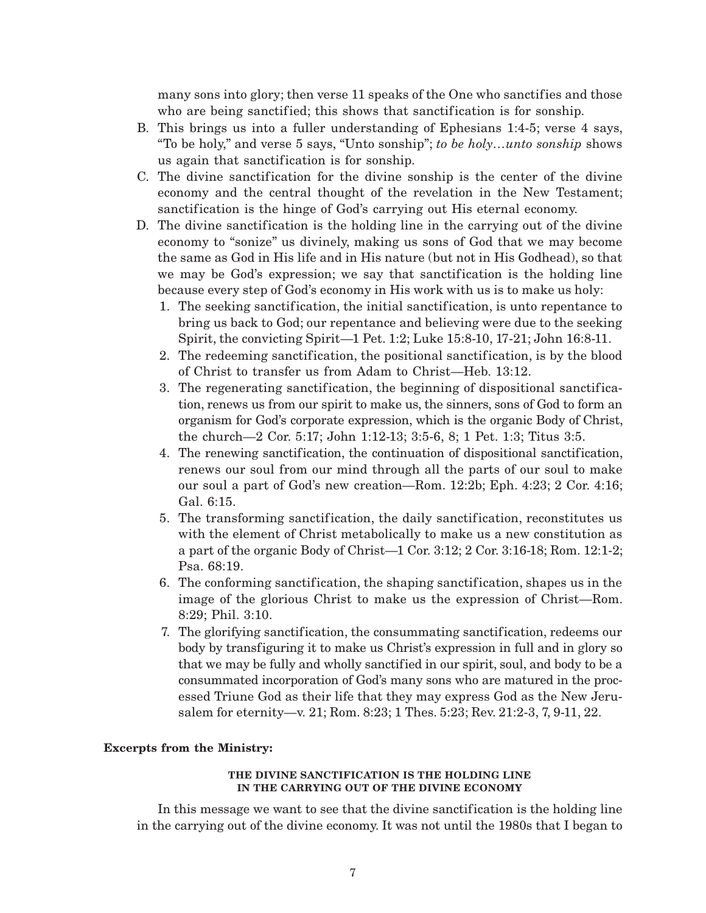many sons into glory; then verse 11 speaks of the One who sanctifies and those who are being sanctified; this shows that sanctification is for sonship.

B. This brings us into a fuller understanding of Ephesians 1:4-5; verse 4 says, "To be holy," and verse 5 says, "Unto sonship"; *to be holy…unto sonship* shows us again that sanctification is for sonship.

C. The divine sanctification for the divine sonship is the center of the divine economy and the central thought of the revelation in the New Testament; sanctification is the hinge of God's carrying out His eternal economy.

D. The divine sanctification is the holding line in the carrying out of the divine economy to "sonize" us divinely, making us sons of God that we may become the same as God in His life and in His nature (but not in His Godhead), so that we may be God's expression; we say that sanctification is the holding line because every step of God's economy in His work with us is to make us holy:

   1. The seeking sanctification, the initial sanctification, is unto repentance to bring us back to God; our repentance and believing were due to the seeking Spirit, the convicting Spirit—1 Pet. 1:2; Luke 15:8-10, 17-21; John 16:8-11.
   2. The redeeming sanctification, the positional sanctification, is by the blood of Christ to transfer us from Adam to Christ—Heb. 13:12.
   3. The regenerating sanctification, the beginning of dispositional sanctification, renews us from our spirit to make us, the sinners, sons of God to form an organism for God's corporate expression, which is the organic Body of Christ, the church—2 Cor. 5:17; John 1:12-13; 3:5-6, 8; 1 Pet. 1:3; Titus 3:5.
   4. The renewing sanctification, the continuation of dispositional sanctification, renews our soul from our mind through all the parts of our soul to make our soul a part of God's new creation—Rom. 12:2b; Eph. 4:23; 2 Cor. 4:16; Gal. 6:15.
   5. The transforming sanctification, the daily sanctification, reconstitutes us with the element of Christ metabolically to make us a new constitution as a part of the organic Body of Christ—1 Cor. 3:12; 2 Cor. 3:16-18; Rom. 12:1-2; Psa. 68:19.
   6. The conforming sanctification, the shaping sanctification, shapes us in the image of the glorious Christ to make us the expression of Christ—Rom. 8:29; Phil. 3:10.
   7. The glorifying sanctification, the consummating sanctification, redeems our body by transfiguring it to make us Christ's expression in full and in glory so that we may be fully and wholly sanctified in our spirit, soul, and body to be a consummated incorporation of God's many sons who are matured in the processed Triune God as their life that they may express God as the New Jerusalem for eternity—v. 21; Rom. 8:23; 1 Thes. 5:23; Rev. 21:2-3, 7, 9-11, 22.

**Excerpts from the Ministry:**

**THE DIVINE SANCTIFICATION IS THE HOLDING LINE IN THE CARRYING OUT OF THE DIVINE ECONOMY**

In this message we want to see that the divine sanctification is the holding line in the carrying out of the divine economy. It was not until the 1980s that I began to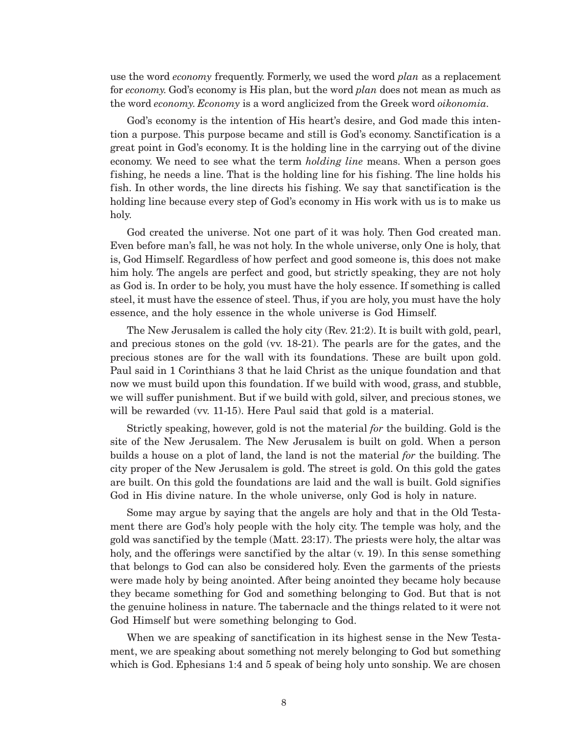use the word *economy* frequently. Formerly, we used the word *plan* as a replacement for *economy.* God's economy is His plan, but the word *plan* does not mean as much as the word *economy*. *Economy* is a word anglicized from the Greek word *oikonomia*.

God's economy is the intention of His heart's desire, and God made this intention a purpose. This purpose became and still is God's economy. Sanctification is a great point in God's economy. It is the holding line in the carrying out of the divine economy. We need to see what the term *holding line* means. When a person goes fishing, he needs a line. That is the holding line for his fishing. The line holds his fish. In other words, the line directs his fishing. We say that sanctification is the holding line because every step of God's economy in His work with us is to make us holy.

God created the universe. Not one part of it was holy. Then God created man. Even before man's fall, he was not holy. In the whole universe, only One is holy, that is, God Himself. Regardless of how perfect and good someone is, this does not make him holy. The angels are perfect and good, but strictly speaking, they are not holy as God is. In order to be holy, you must have the holy essence. If something is called steel, it must have the essence of steel. Thus, if you are holy, you must have the holy essence, and the holy essence in the whole universe is God Himself.

The New Jerusalem is called the holy city (Rev. 21:2). It is built with gold, pearl, and precious stones on the gold (vv. 18-21). The pearls are for the gates, and the precious stones are for the wall with its foundations. These are built upon gold. Paul said in 1 Corinthians 3 that he laid Christ as the unique foundation and that now we must build upon this foundation. If we build with wood, grass, and stubble, we will suffer punishment. But if we build with gold, silver, and precious stones, we will be rewarded (vv. 11-15). Here Paul said that gold is a material.

Strictly speaking, however, gold is not the material *for* the building. Gold is the site of the New Jerusalem. The New Jerusalem is built on gold. When a person builds a house on a plot of land, the land is not the material *for* the building. The city proper of the New Jerusalem is gold. The street is gold. On this gold the gates are built. On this gold the foundations are laid and the wall is built. Gold signifies God in His divine nature. In the whole universe, only God is holy in nature.

Some may argue by saying that the angels are holy and that in the Old Testament there are God's holy people with the holy city. The temple was holy, and the gold was sanctified by the temple (Matt. 23:17). The priests were holy, the altar was holy, and the offerings were sanctified by the altar (v. 19). In this sense something that belongs to God can also be considered holy. Even the garments of the priests were made holy by being anointed. After being anointed they became holy because they became something for God and something belonging to God. But that is not the genuine holiness in nature. The tabernacle and the things related to it were not God Himself but were something belonging to God.

When we are speaking of sanctification in its highest sense in the New Testament, we are speaking about something not merely belonging to God but something which is God. Ephesians 1:4 and 5 speak of being holy unto sonship. We are chosen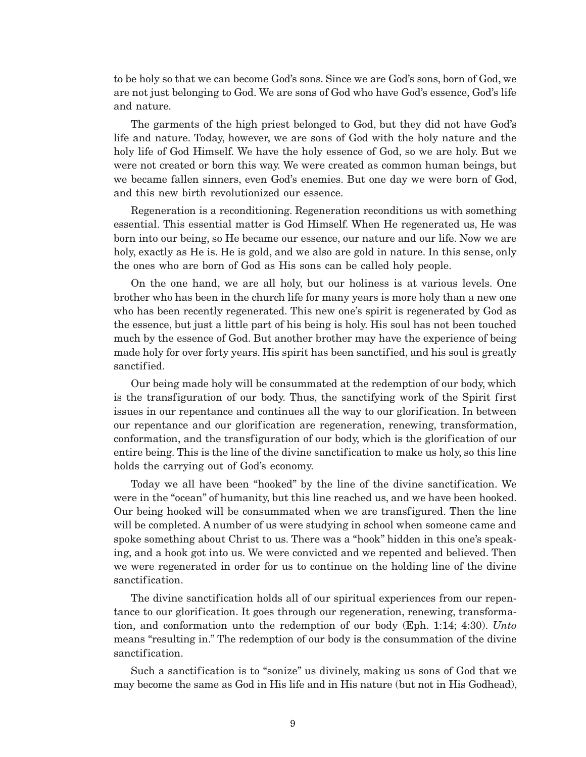to be holy so that we can become God's sons. Since we are God's sons, born of God, we are not just belonging to God. We are sons of God who have God's essence, God's life and nature.

The garments of the high priest belonged to God, but they did not have God's life and nature. Today, however, we are sons of God with the holy nature and the holy life of God Himself. We have the holy essence of God, so we are holy. But we were not created or born this way. We were created as common human beings, but we became fallen sinners, even God's enemies. But one day we were born of God, and this new birth revolutionized our essence.

Regeneration is a reconditioning. Regeneration reconditions us with something essential. This essential matter is God Himself. When He regenerated us, He was born into our being, so He became our essence, our nature and our life. Now we are holy, exactly as He is. He is gold, and we also are gold in nature. In this sense, only the ones who are born of God as His sons can be called holy people.

On the one hand, we are all holy, but our holiness is at various levels. One brother who has been in the church life for many years is more holy than a new one who has been recently regenerated. This new one's spirit is regenerated by God as the essence, but just a little part of his being is holy. His soul has not been touched much by the essence of God. But another brother may have the experience of being made holy for over forty years. His spirit has been sanctified, and his soul is greatly sanctified.

Our being made holy will be consummated at the redemption of our body, which is the transfiguration of our body. Thus, the sanctifying work of the Spirit first issues in our repentance and continues all the way to our glorification. In between our repentance and our glorification are regeneration, renewing, transformation, conformation, and the transfiguration of our body, which is the glorification of our entire being. This is the line of the divine sanctification to make us holy, so this line holds the carrying out of God's economy.

Today we all have been "hooked" by the line of the divine sanctification. We were in the "ocean" of humanity, but this line reached us, and we have been hooked. Our being hooked will be consummated when we are transfigured. Then the line will be completed. A number of us were studying in school when someone came and spoke something about Christ to us. There was a "hook" hidden in this one's speaking, and a hook got into us. We were convicted and we repented and believed. Then we were regenerated in order for us to continue on the holding line of the divine sanctification.

The divine sanctification holds all of our spiritual experiences from our repentance to our glorification. It goes through our regeneration, renewing, transformation, and conformation unto the redemption of our body (Eph. 1:14; 4:30). *Unto* means "resulting in." The redemption of our body is the consummation of the divine sanctification.

Such a sanctification is to "sonize" us divinely, making us sons of God that we may become the same as God in His life and in His nature (but not in His Godhead),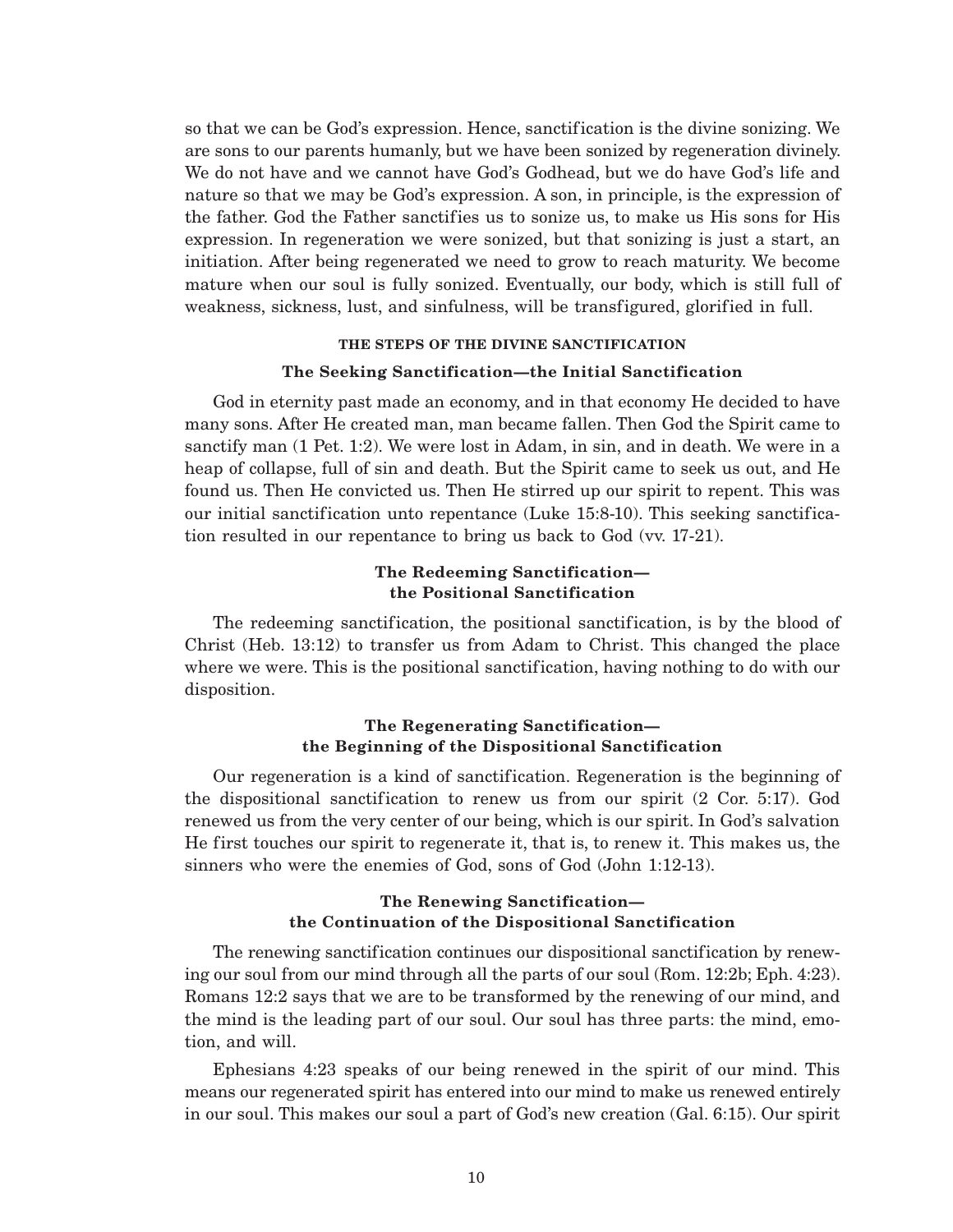so that we can be God's expression. Hence, sanctification is the divine sonizing. We are sons to our parents humanly, but we have been sonized by regeneration divinely. We do not have and we cannot have God's Godhead, but we do have God's life and nature so that we may be God's expression. A son, in principle, is the expression of the father. God the Father sanctifies us to sonize us, to make us His sons for His expression. In regeneration we were sonized, but that sonizing is just a start, an initiation. After being regenerated we need to grow to reach maturity. We become mature when our soul is fully sonized. Eventually, our body, which is still full of weakness, sickness, lust, and sinfulness, will be transfigured, glorified in full.

## THE STEPS OF THE DIVINE SANCTIFICATION

### The Seeking Sanctification—the Initial Sanctification

God in eternity past made an economy, and in that economy He decided to have many sons. After He created man, man became fallen. Then God the Spirit came to sanctify man (1 Pet. 1:2). We were lost in Adam, in sin, and in death. We were in a heap of collapse, full of sin and death. But the Spirit came to seek us out, and He found us. Then He convicted us. Then He stirred up our spirit to repent. This was our initial sanctification unto repentance (Luke 15:8-10). This seeking sanctification resulted in our repentance to bring us back to God (vv. 17-21).

### The Redeeming Sanctification—the Positional Sanctification

The redeeming sanctification, the positional sanctification, is by the blood of Christ (Heb. 13:12) to transfer us from Adam to Christ. This changed the place where we were. This is the positional sanctification, having nothing to do with our disposition.

### The Regenerating Sanctification—the Beginning of the Dispositional Sanctification

Our regeneration is a kind of sanctification. Regeneration is the beginning of the dispositional sanctification to renew us from our spirit (2 Cor. 5:17). God renewed us from the very center of our being, which is our spirit. In God's salvation He first touches our spirit to regenerate it, that is, to renew it. This makes us, the sinners who were the enemies of God, sons of God (John 1:12-13).

### The Renewing Sanctification—the Continuation of the Dispositional Sanctification

The renewing sanctification continues our dispositional sanctification by renewing our soul from our mind through all the parts of our soul (Rom. 12:2b; Eph. 4:23). Romans 12:2 says that we are to be transformed by the renewing of our mind, and the mind is the leading part of our soul. Our soul has three parts: the mind, emotion, and will.

Ephesians 4:23 speaks of our being renewed in the spirit of our mind. This means our regenerated spirit has entered into our mind to make us renewed entirely in our soul. This makes our soul a part of God's new creation (Gal. 6:15). Our spirit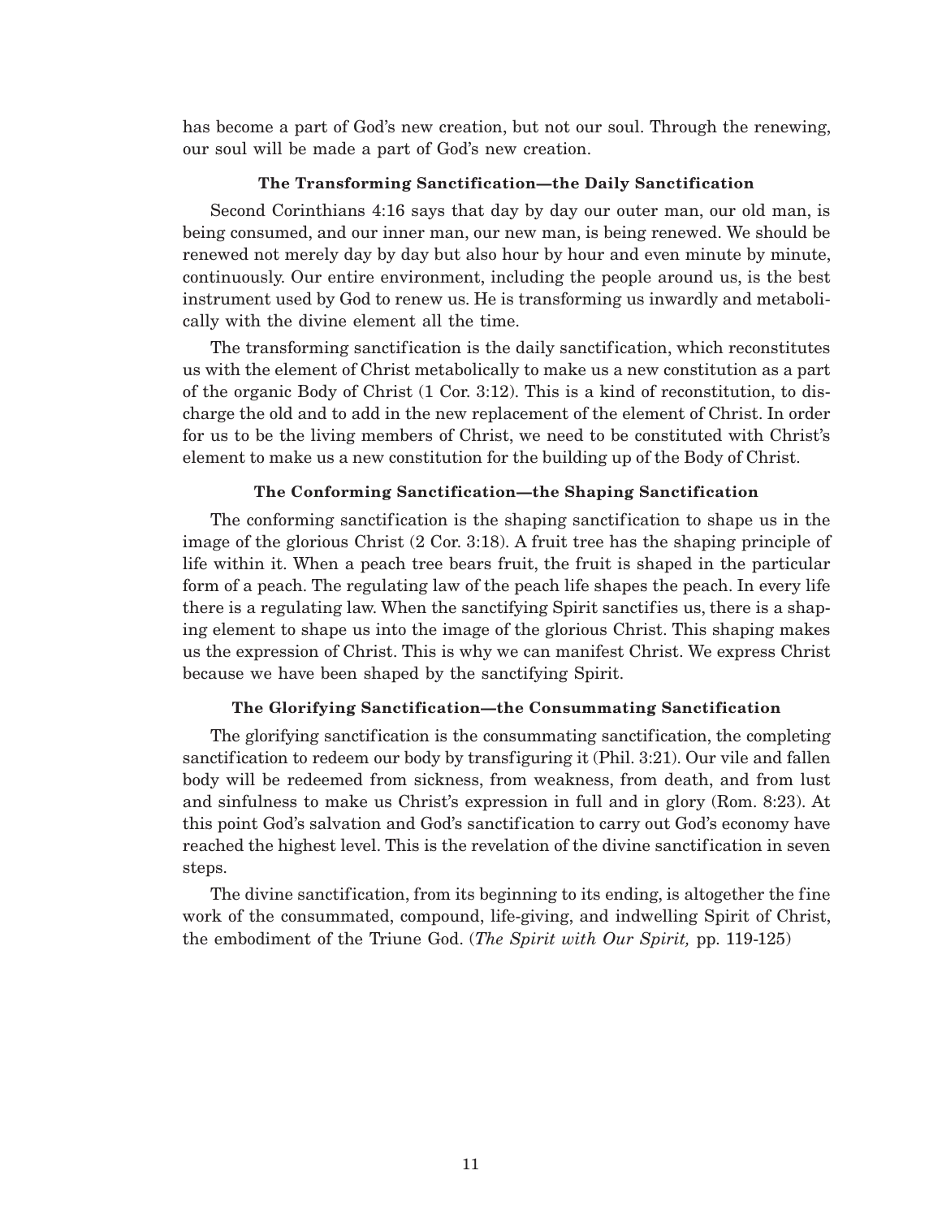has become a part of God's new creation, but not our soul. Through the renewing, our soul will be made a part of God's new creation.

### The Transforming Sanctification—the Daily Sanctification

Second Corinthians 4:16 says that day by day our outer man, our old man, is being consumed, and our inner man, our new man, is being renewed. We should be renewed not merely day by day but also hour by hour and even minute by minute, continuously. Our entire environment, including the people around us, is the best instrument used by God to renew us. He is transforming us inwardly and metabolically with the divine element all the time.

The transforming sanctification is the daily sanctification, which reconstitutes us with the element of Christ metabolically to make us a new constitution as a part of the organic Body of Christ (1 Cor. 3:12). This is a kind of reconstitution, to discharge the old and to add in the new replacement of the element of Christ. In order for us to be the living members of Christ, we need to be constituted with Christ's element to make us a new constitution for the building up of the Body of Christ.

### The Conforming Sanctification—the Shaping Sanctification

The conforming sanctification is the shaping sanctification to shape us in the image of the glorious Christ (2 Cor. 3:18). A fruit tree has the shaping principle of life within it. When a peach tree bears fruit, the fruit is shaped in the particular form of a peach. The regulating law of the peach life shapes the peach. In every life there is a regulating law. When the sanctifying Spirit sanctifies us, there is a shaping element to shape us into the image of the glorious Christ. This shaping makes us the expression of Christ. This is why we can manifest Christ. We express Christ because we have been shaped by the sanctifying Spirit.

### The Glorifying Sanctification—the Consummating Sanctification

The glorifying sanctification is the consummating sanctification, the completing sanctification to redeem our body by transfiguring it (Phil. 3:21). Our vile and fallen body will be redeemed from sickness, from weakness, from death, and from lust and sinfulness to make us Christ's expression in full and in glory (Rom. 8:23). At this point God's salvation and God's sanctification to carry out God's economy have reached the highest level. This is the revelation of the divine sanctification in seven steps.

The divine sanctification, from its beginning to its ending, is altogether the fine work of the consummated, compound, life-giving, and indwelling Spirit of Christ, the embodiment of the Triune God. (*The Spirit with Our Spirit,* pp. 119-125)